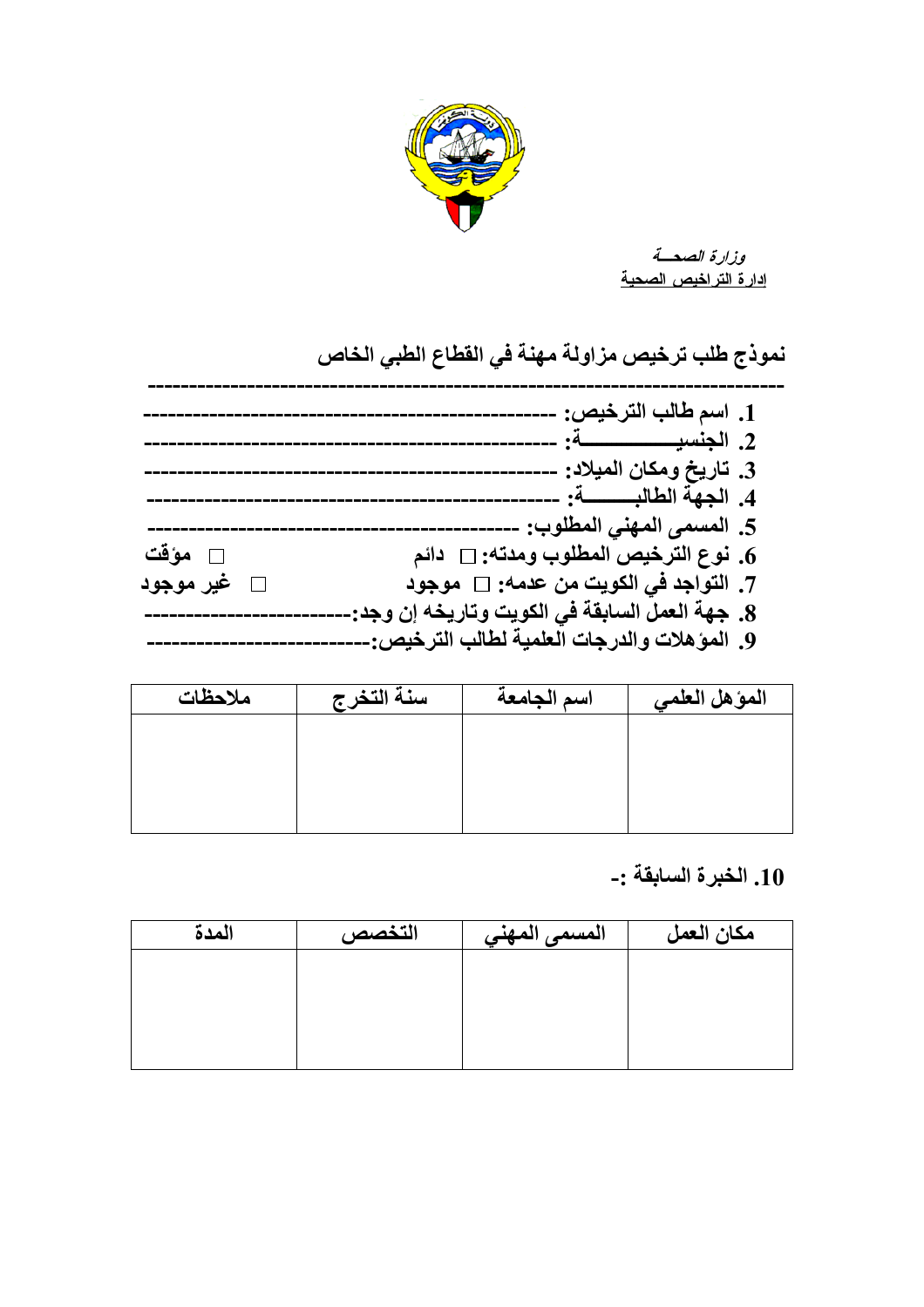*وزارة الصحـــة*
إدارة التراخيص الصحية

## نموذج طلب ترخيص مزاولة مهنة في القطاع الطبي الخاص

---

1. اسم طالب الترخيص: --------------------------------------------------
2. الجنسيـــــــــــــة: --------------------------------------------------
3. تاريخ ومكان الميلاد: --------------------------------------------------
4. الجهة الطالبـــــــة: --------------------------------------------------
5. المسمى المهني المطلوب: ----------------------------------------------
6. نوع الترخيص المطلوب ومدته: ☐ دائم ☐ مؤقت
7. التواجد في الكويت من عدمه: ☐ موجود ☐ غير موجود
8. جهة العمل السابقة في الكويت وتاريخه إن وجد:-------------------------
9. المؤهلات والدرجات العلمية لطالب الترخيص:---------------------------

| المؤهل العلمي | اسم الجامعة | سنة التخرج | ملاحظات |
|---|---|---|---|
| | | | |

10. الخبرة السابقة :-

| مكان العمل | المسمى المهني | التخصص | المدة |
|---|---|---|---|
| | | | |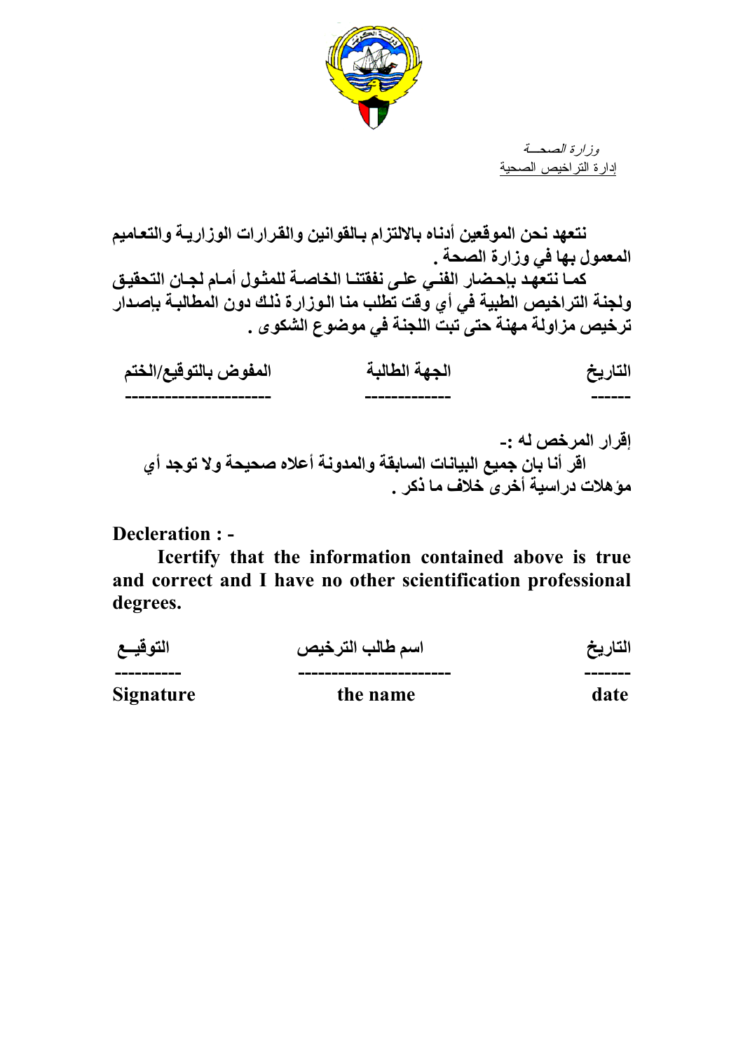وزارة الصحــة
إدارة التراخيص الصحية

**نتعهد نحن الموقعين أدناه بالالتزام بالقوانين والقرارات الوزارية والتعاميم المعمول بها في وزارة الصحة .**
**كما نتعهد بإحضار الفني على نفقتنا الخاصة للمثول أمام لجان التحقيق ولجنة التراخيص الطبية في أي وقت تطلب منا الوزارة ذلك دون المطالبة بإصدار ترخيص مزاولة مهنة حتى تبت اللجنة في موضوع الشكوى .**

| | | |
|---|---|---|
| **التاريخ** | **الجهة الطالبة** | **المفوض بالتوقيع/الختم** |
| ------ | ------------- | ---------------------- |

**إقرار المرخص له :-**
**اقر أنا بان جميع البيانات السابقة والمدونة أعلاه صحيحة ولا توجد أي مؤهلات دراسية أخرى خلاف ما ذكر .**

**Decleration : -**

**Icertify that the information contained above is true and correct and I have no other scientification professional degrees.**

| | | |
|---|---|---|
| **التاريخ** | **اسم طالب الترخيص** | **التوقيــع** |
| ------- | ----------------------- | ---------- |
| **date** | **the name** | **Signature** |